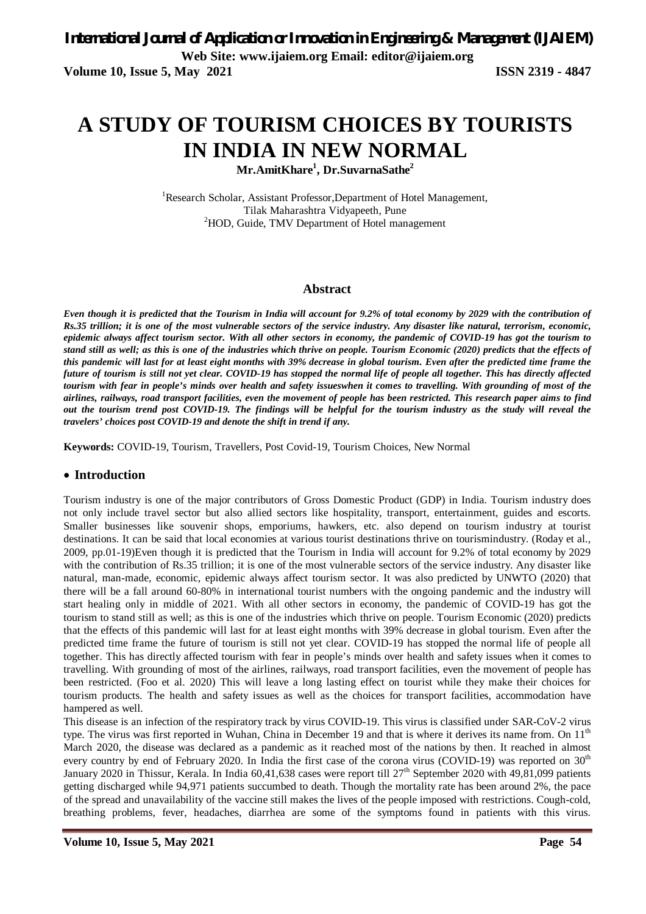# A STUDY OF TOURISM CHOICES BY TOURISTS IN INDIA IN NEW NORMAL

**Mr.AmitKhare[1], Dr.SuvarnaSathe[2]**

[1]Research Scholar, Assistant Professor,Department of Hotel Management, Tilak Maharashtra Vidyapeeth, Pune
[2]HOD, Guide, TMV Department of Hotel management

## Abstract

***Even though it is predicted that the Tourism in India will account for 9.2% of total economy by 2029 with the contribution of Rs.35 trillion; it is one of the most vulnerable sectors of the service industry. Any disaster like natural, terrorism, economic, epidemic always affect tourism sector. With all other sectors in economy, the pandemic of COVID-19 has got the tourism to stand still as well; as this is one of the industries which thrive on people. Tourism Economic (2020) predicts that the effects of this pandemic will last for at least eight months with 39% decrease in global tourism. Even after the predicted time frame the future of tourism is still not yet clear. COVID-19 has stopped the normal life of people all together. This has directly affected tourism with fear in people's minds over health and safety issueswhen it comes to travelling. With grounding of most of the airlines, railways, road transport facilities, even the movement of people has been restricted. This research paper aims to find out the tourism trend post COVID-19. The findings will be helpful for the tourism industry as the study will reveal the travelers' choices post COVID-19 and denote the shift in trend if any.***

**Keywords:** COVID-19, Tourism, Travellers, Post Covid-19, Tourism Choices, New Normal

## • Introduction

Tourism industry is one of the major contributors of Gross Domestic Product (GDP) in India. Tourism industry does not only include travel sector but also allied sectors like hospitality, transport, entertainment, guides and escorts. Smaller businesses like souvenir shops, emporiums, hawkers, etc. also depend on tourism industry at tourist destinations. It can be said that local economies at various tourist destinations thrive on tourismindustry. (Roday et al., 2009, pp.01-19)Even though it is predicted that the Tourism in India will account for 9.2% of total economy by 2029 with the contribution of Rs.35 trillion; it is one of the most vulnerable sectors of the service industry. Any disaster like natural, man-made, economic, epidemic always affect tourism sector. It was also predicted by UNWTO (2020) that there will be a fall around 60-80% in international tourist numbers with the ongoing pandemic and the industry will start healing only in middle of 2021. With all other sectors in economy, the pandemic of COVID-19 has got the tourism to stand still as well; as this is one of the industries which thrive on people. Tourism Economic (2020) predicts that the effects of this pandemic will last for at least eight months with 39% decrease in global tourism. Even after the predicted time frame the future of tourism is still not yet clear. COVID-19 has stopped the normal life of people all together. This has directly affected tourism with fear in people's minds over health and safety issues when it comes to travelling. With grounding of most of the airlines, railways, road transport facilities, even the movement of people has been restricted. (Foo et al. 2020) This will leave a long lasting effect on tourist while they make their choices for tourism products. The health and safety issues as well as the choices for transport facilities, accommodation have hampered as well.

This disease is an infection of the respiratory track by virus COVID-19. This virus is classified under SAR-CoV-2 virus type. The virus was first reported in Wuhan, China in December 19 and that is where it derives its name from. On 11th March 2020, the disease was declared as a pandemic as it reached most of the nations by then. It reached in almost every country by end of February 2020. In India the first case of the corona virus (COVID-19) was reported on 30th January 2020 in Thissur, Kerala. In India 60,41,638 cases were report till 27th September 2020 with 49,81,099 patients getting discharged while 94,971 patients succumbed to death. Though the mortality rate has been around 2%, the pace of the spread and unavailability of the vaccine still makes the lives of the people imposed with restrictions. Cough-cold, breathing problems, fever, headaches, diarrhea are some of the symptoms found in patients with this virus.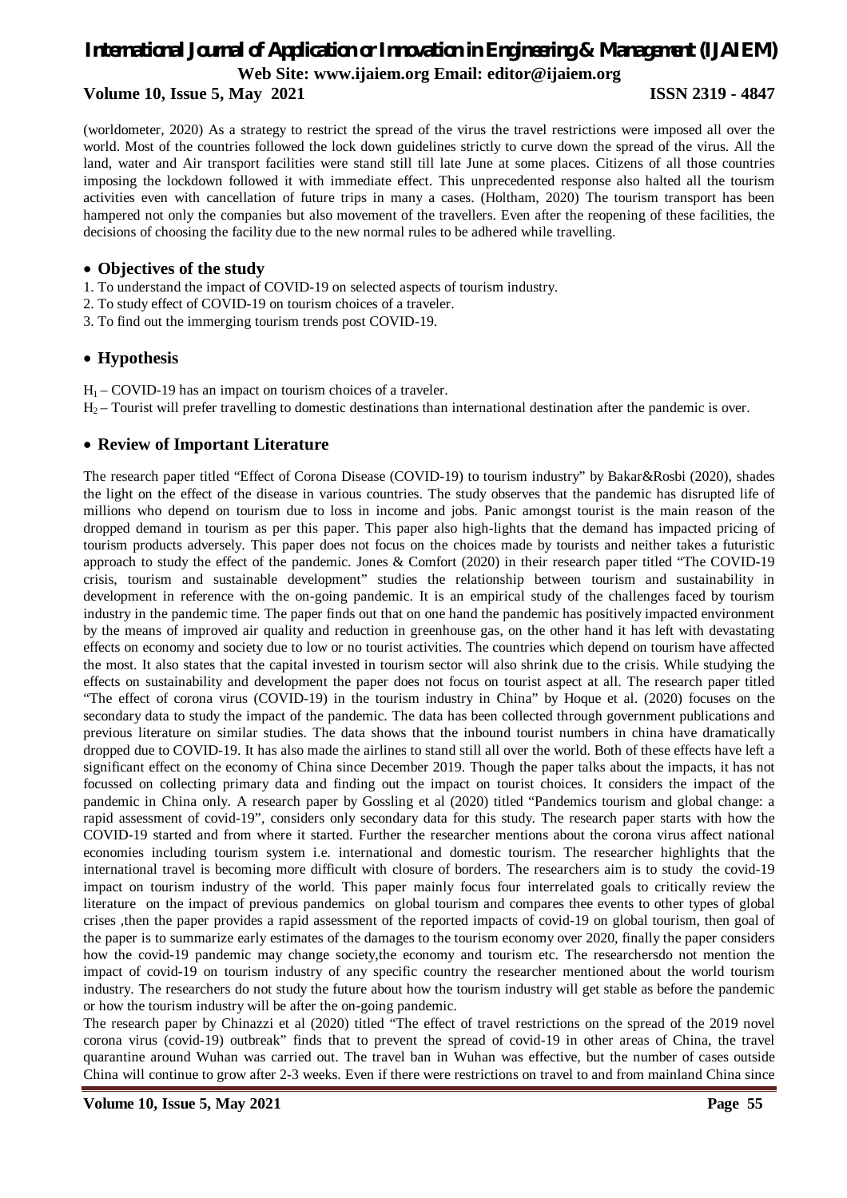(worldometer, 2020) As a strategy to restrict the spread of the virus the travel restrictions were imposed all over the world. Most of the countries followed the lock down guidelines strictly to curve down the spread of the virus. All the land, water and Air transport facilities were stand still till late June at some places. Citizens of all those countries imposing the lockdown followed it with immediate effect. This unprecedented response also halted all the tourism activities even with cancellation of future trips in many a cases. (Holtham, 2020) The tourism transport has been hampered not only the companies but also movement of the travellers. Even after the reopening of these facilities, the decisions of choosing the facility due to the new normal rules to be adhered while travelling.

## • Objectives of the study

1. To understand the impact of COVID-19 on selected aspects of tourism industry.
2. To study effect of COVID-19 on tourism choices of a traveler.
3. To find out the immerging tourism trends post COVID-19.

## • Hypothesis

$H_1$ – COVID-19 has an impact on tourism choices of a traveler.

$H_2$ – Tourist will prefer travelling to domestic destinations than international destination after the pandemic is over.

## • Review of Important Literature

The research paper titled "Effect of Corona Disease (COVID-19) to tourism industry" by Bakar&Rosbi (2020), shades the light on the effect of the disease in various countries. The study observes that the pandemic has disrupted life of millions who depend on tourism due to loss in income and jobs. Panic amongst tourist is the main reason of the dropped demand in tourism as per this paper. This paper also high-lights that the demand has impacted pricing of tourism products adversely. This paper does not focus on the choices made by tourists and neither takes a futuristic approach to study the effect of the pandemic. Jones & Comfort (2020) in their research paper titled "The COVID-19 crisis, tourism and sustainable development" studies the relationship between tourism and sustainability in development in reference with the on-going pandemic. It is an empirical study of the challenges faced by tourism industry in the pandemic time. The paper finds out that on one hand the pandemic has positively impacted environment by the means of improved air quality and reduction in greenhouse gas, on the other hand it has left with devastating effects on economy and society due to low or no tourist activities. The countries which depend on tourism have affected the most. It also states that the capital invested in tourism sector will also shrink due to the crisis. While studying the effects on sustainability and development the paper does not focus on tourist aspect at all. The research paper titled "The effect of corona virus (COVID-19) in the tourism industry in China" by Hoque et al. (2020) focuses on the secondary data to study the impact of the pandemic. The data has been collected through government publications and previous literature on similar studies. The data shows that the inbound tourist numbers in china have dramatically dropped due to COVID-19. It has also made the airlines to stand still all over the world. Both of these effects have left a significant effect on the economy of China since December 2019. Though the paper talks about the impacts, it has not focussed on collecting primary data and finding out the impact on tourist choices. It considers the impact of the pandemic in China only. A research paper by Gossling et al (2020) titled "Pandemics tourism and global change: a rapid assessment of covid-19", considers only secondary data for this study. The research paper starts with how the COVID-19 started and from where it started. Further the researcher mentions about the corona virus affect national economies including tourism system i.e. international and domestic tourism. The researcher highlights that the international travel is becoming more difficult with closure of borders. The researchers aim is to study the covid-19 impact on tourism industry of the world. This paper mainly focus four interrelated goals to critically review the literature on the impact of previous pandemics on global tourism and compares thee events to other types of global crises ,then the paper provides a rapid assessment of the reported impacts of covid-19 on global tourism, then goal of the paper is to summarize early estimates of the damages to the tourism economy over 2020, finally the paper considers how the covid-19 pandemic may change society,the economy and tourism etc. The researchersdo not mention the impact of covid-19 on tourism industry of any specific country the researcher mentioned about the world tourism industry. The researchers do not study the future about how the tourism industry will get stable as before the pandemic or how the tourism industry will be after the on-going pandemic.

The research paper by Chinazzi et al (2020) titled "The effect of travel restrictions on the spread of the 2019 novel corona virus (covid-19) outbreak" finds that to prevent the spread of covid-19 in other areas of China, the travel quarantine around Wuhan was carried out. The travel ban in Wuhan was effective, but the number of cases outside China will continue to grow after 2-3 weeks. Even if there were restrictions on travel to and from mainland China since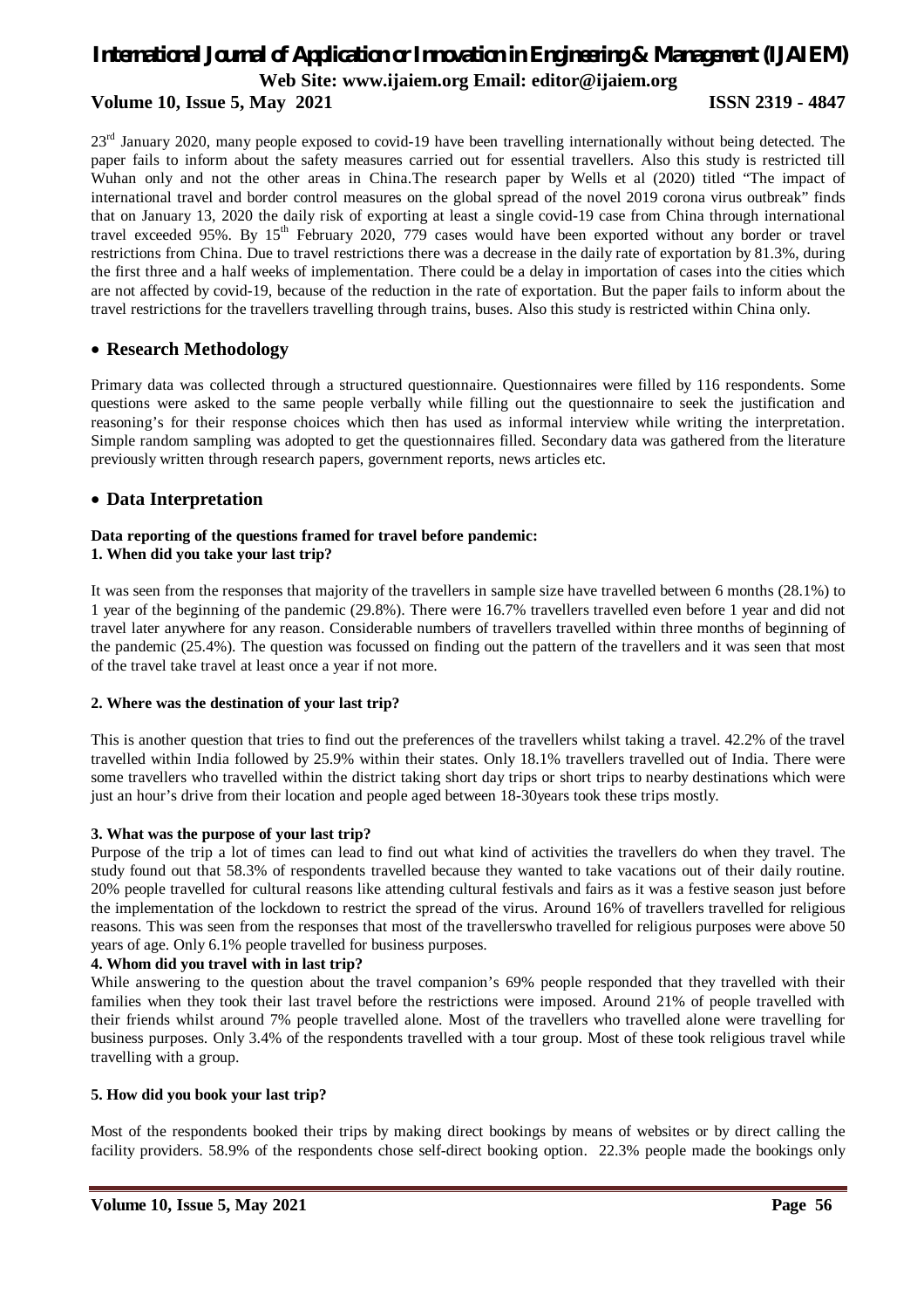23rd January 2020, many people exposed to covid-19 have been travelling internationally without being detected. The paper fails to inform about the safety measures carried out for essential travellers. Also this study is restricted till Wuhan only and not the other areas in China.The research paper by Wells et al (2020) titled "The impact of international travel and border control measures on the global spread of the novel 2019 corona virus outbreak" finds that on January 13, 2020 the daily risk of exporting at least a single covid-19 case from China through international travel exceeded 95%. By 15th February 2020, 779 cases would have been exported without any border or travel restrictions from China. Due to travel restrictions there was a decrease in the daily rate of exportation by 81.3%, during the first three and a half weeks of implementation. There could be a delay in importation of cases into the cities which are not affected by covid-19, because of the reduction in the rate of exportation. But the paper fails to inform about the travel restrictions for the travellers travelling through trains, buses. Also this study is restricted within China only.

## • Research Methodology

Primary data was collected through a structured questionnaire. Questionnaires were filled by 116 respondents. Some questions were asked to the same people verbally while filling out the questionnaire to seek the justification and reasoning's for their response choices which then has used as informal interview while writing the interpretation. Simple random sampling was adopted to get the questionnaires filled. Secondary data was gathered from the literature previously written through research papers, government reports, news articles etc.

## • Data Interpretation

**Data reporting of the questions framed for travel before pandemic:**

**1. When did you take your last trip?**

It was seen from the responses that majority of the travellers in sample size have travelled between 6 months (28.1%) to 1 year of the beginning of the pandemic (29.8%). There were 16.7% travellers travelled even before 1 year and did not travel later anywhere for any reason. Considerable numbers of travellers travelled within three months of beginning of the pandemic (25.4%). The question was focussed on finding out the pattern of the travellers and it was seen that most of the travel take travel at least once a year if not more.

**2. Where was the destination of your last trip?**

This is another question that tries to find out the preferences of the travellers whilst taking a travel. 42.2% of the travel travelled within India followed by 25.9% within their states. Only 18.1% travellers travelled out of India. There were some travellers who travelled within the district taking short day trips or short trips to nearby destinations which were just an hour's drive from their location and people aged between 18-30years took these trips mostly.

**3. What was the purpose of your last trip?**

Purpose of the trip a lot of times can lead to find out what kind of activities the travellers do when they travel. The study found out that 58.3% of respondents travelled because they wanted to take vacations out of their daily routine. 20% people travelled for cultural reasons like attending cultural festivals and fairs as it was a festive season just before the implementation of the lockdown to restrict the spread of the virus. Around 16% of travellers travelled for religious reasons. This was seen from the responses that most of the travellerswho travelled for religious purposes were above 50 years of age. Only 6.1% people travelled for business purposes.

**4. Whom did you travel with in last trip?**

While answering to the question about the travel companion's 69% people responded that they travelled with their families when they took their last travel before the restrictions were imposed. Around 21% of people travelled with their friends whilst around 7% people travelled alone. Most of the travellers who travelled alone were travelling for business purposes. Only 3.4% of the respondents travelled with a tour group. Most of these took religious travel while travelling with a group.

**5. How did you book your last trip?**

Most of the respondents booked their trips by making direct bookings by means of websites or by direct calling the facility providers. 58.9% of the respondents chose self-direct booking option. 22.3% people made the bookings only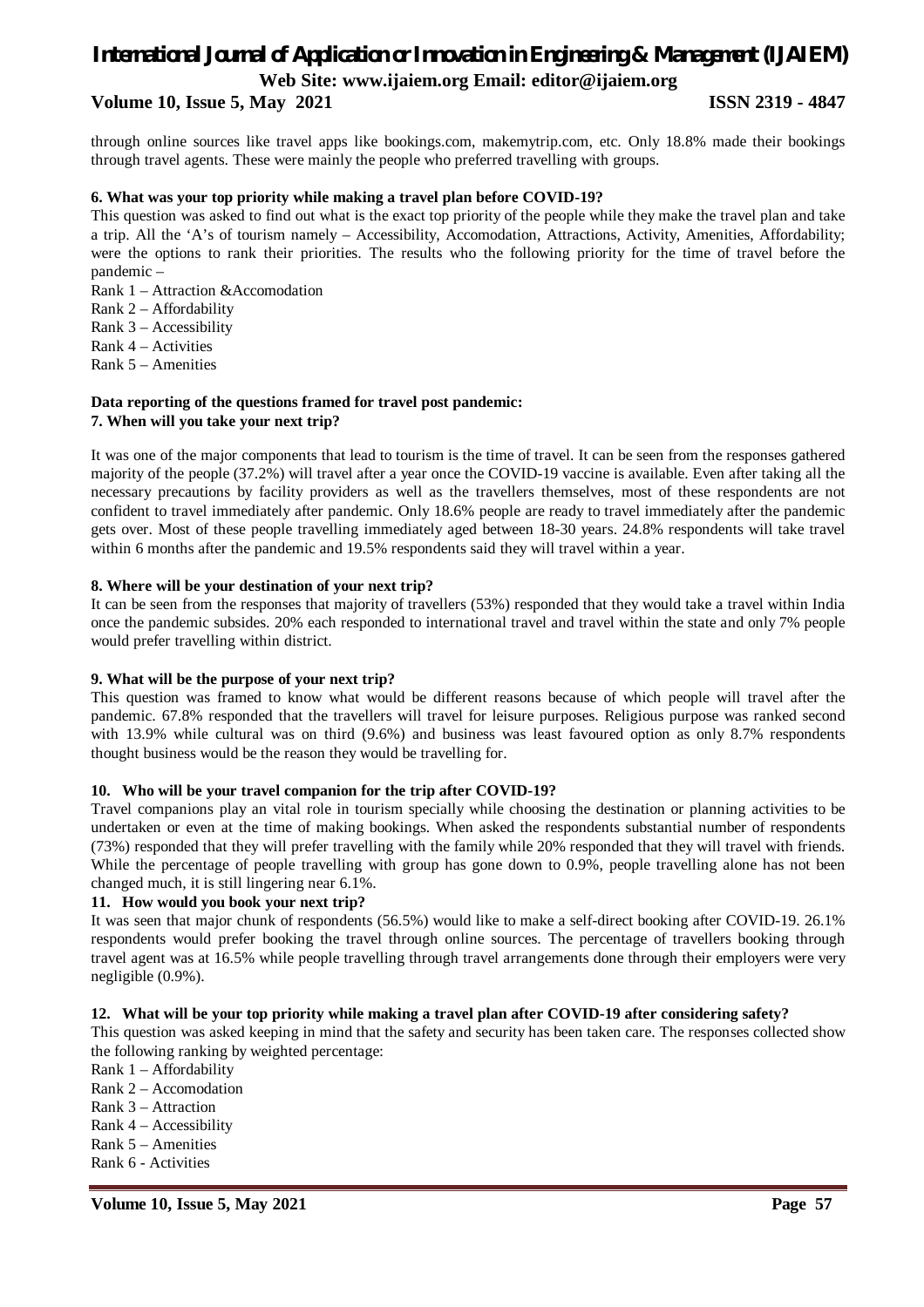through online sources like travel apps like bookings.com, makemytrip.com, etc. Only 18.8% made their bookings through travel agents. These were mainly the people who preferred travelling with groups.

**6. What was your top priority while making a travel plan before COVID-19?**

This question was asked to find out what is the exact top priority of the people while they make the travel plan and take a trip. All the 'A's of tourism namely – Accessibility, Accomodation, Attractions, Activity, Amenities, Affordability; were the options to rank their priorities. The results who the following priority for the time of travel before the pandemic –

Rank 1 – Attraction &Accomodation
Rank 2 – Affordability
Rank 3 – Accessibility
Rank 4 – Activities
Rank 5 – Amenities

**Data reporting of the questions framed for travel post pandemic:**

**7. When will you take your next trip?**

It was one of the major components that lead to tourism is the time of travel. It can be seen from the responses gathered majority of the people (37.2%) will travel after a year once the COVID-19 vaccine is available. Even after taking all the necessary precautions by facility providers as well as the travellers themselves, most of these respondents are not confident to travel immediately after pandemic. Only 18.6% people are ready to travel immediately after the pandemic gets over. Most of these people travelling immediately aged between 18-30 years. 24.8% respondents will take travel within 6 months after the pandemic and 19.5% respondents said they will travel within a year.

**8. Where will be your destination of your next trip?**

It can be seen from the responses that majority of travellers (53%) responded that they would take a travel within India once the pandemic subsides. 20% each responded to international travel and travel within the state and only 7% people would prefer travelling within district.

**9. What will be the purpose of your next trip?**

This question was framed to know what would be different reasons because of which people will travel after the pandemic. 67.8% responded that the travellers will travel for leisure purposes. Religious purpose was ranked second with 13.9% while cultural was on third (9.6%) and business was least favoured option as only 8.7% respondents thought business would be the reason they would be travelling for.

**10. Who will be your travel companion for the trip after COVID-19?**

Travel companions play an vital role in tourism specially while choosing the destination or planning activities to be undertaken or even at the time of making bookings. When asked the respondents substantial number of respondents (73%) responded that they will prefer travelling with the family while 20% responded that they will travel with friends. While the percentage of people travelling with group has gone down to 0.9%, people travelling alone has not been changed much, it is still lingering near 6.1%.

**11. How would you book your next trip?**

It was seen that major chunk of respondents (56.5%) would like to make a self-direct booking after COVID-19. 26.1% respondents would prefer booking the travel through online sources. The percentage of travellers booking through travel agent was at 16.5% while people travelling through travel arrangements done through their employers were very negligible (0.9%).

**12. What will be your top priority while making a travel plan after COVID-19 after considering safety?**

This question was asked keeping in mind that the safety and security has been taken care. The responses collected show the following ranking by weighted percentage:

Rank 1 – Affordability
Rank 2 – Accomodation
Rank 3 – Attraction
Rank 4 – Accessibility
Rank 5 – Amenities
Rank 6 - Activities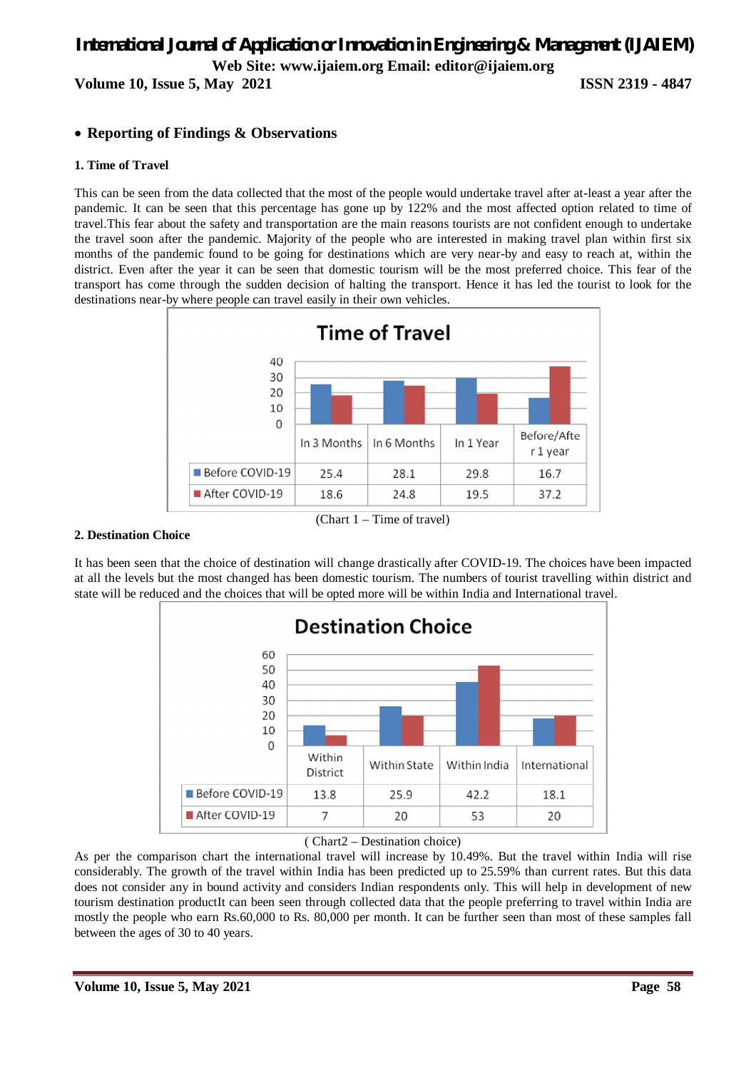- **Reporting of Findings & Observations**

**1. Time of Travel**

This can be seen from the data collected that the most of the people would undertake travel after at-least a year after the pandemic. It can be seen that this percentage has gone up by 122% and the most affected option related to time of travel.This fear about the safety and transportation are the main reasons tourists are not confident enough to undertake the travel soon after the pandemic. Majority of the people who are interested in making travel plan within first six months of the pandemic found to be going for destinations which are very near-by and easy to reach at, within the district. Even after the year it can be seen that domestic tourism will be the most preferred choice. This fear of the transport has come through the sudden decision of halting the transport. Hence it has led the tourist to look for the destinations near-by where people can travel easily in their own vehicles.

**Time of Travel**

| | In 3 Months | In 6 Months | In 1 Year | Before/After 1 year |
|---|---|---|---|---|
| Before COVID-19 | 25.4 | 28.1 | 29.8 | 16.7 |
| After COVID-19 | 18.6 | 24.8 | 19.5 | 37.2 |

(Chart 1 – Time of travel)

**2. Destination Choice**

It has been seen that the choice of destination will change drastically after COVID-19. The choices have been impacted at all the levels but the most changed has been domestic tourism. The numbers of tourist travelling within district and state will be reduced and the choices that will be opted more will be within India and International travel.

**Destination Choice**

| | Within District | Within State | Within India | International |
|---|---|---|---|---|
| Before COVID-19 | 13.8 | 25.9 | 42.2 | 18.1 |
| After COVID-19 | 7 | 20 | 53 | 20 |

( Chart2 – Destination choice)

As per the comparison chart the international travel will increase by 10.49%. But the travel within India will rise considerably. The growth of the travel within India has been predicted up to 25.59% than current rates. But this data does not consider any in bound activity and considers Indian respondents only. This will help in development of new tourism destination productIt can been seen through collected data that the people preferring to travel within India are mostly the people who earn Rs.60,000 to Rs. 80,000 per month. It can be further seen than most of these samples fall between the ages of 30 to 40 years.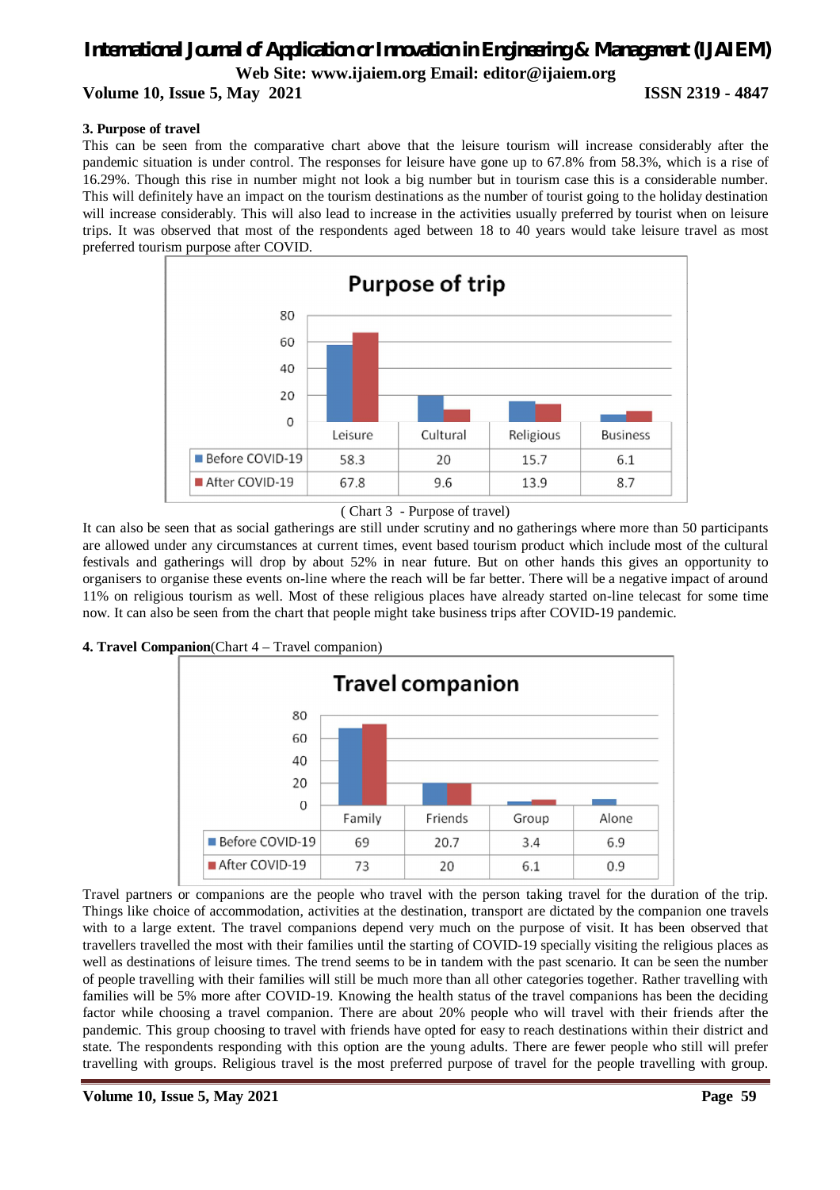**3. Purpose of travel**

This can be seen from the comparative chart above that the leisure tourism will increase considerably after the pandemic situation is under control. The responses for leisure have gone up to 67.8% from 58.3%, which is a rise of 16.29%. Though this rise in number might not look a big number but in tourism case this is a considerable number. This will definitely have an impact on the tourism destinations as the number of tourist going to the holiday destination will increase considerably. This will also lead to increase in the activities usually preferred by tourist when on leisure trips. It was observed that most of the respondents aged between 18 to 40 years would take leisure travel as most preferred tourism purpose after COVID.

**Purpose of trip**

| | Leisure | Cultural | Religious | Business |
|---|---|---|---|---|
| Before COVID-19 | 58.3 | 20 | 15.7 | 6.1 |
| After COVID-19 | 67.8 | 9.6 | 13.9 | 8.7 |

( Chart 3 - Purpose of travel)

It can also be seen that as social gatherings are still under scrutiny and no gatherings where more than 50 participants are allowed under any circumstances at current times, event based tourism product which include most of the cultural festivals and gatherings will drop by about 52% in near future. But on other hands this gives an opportunity to organisers to organise these events on-line where the reach will be far better. There will be a negative impact of around 11% on religious tourism as well. Most of these religious places have already started on-line telecast for some time now. It can also be seen from the chart that people might take business trips after COVID-19 pandemic.

**4. Travel Companion**(Chart 4 – Travel companion)

**Travel companion**

| | Family | Friends | Group | Alone |
|---|---|---|---|---|
| Before COVID-19 | 69 | 20.7 | 3.4 | 6.9 |
| After COVID-19 | 73 | 20 | 6.1 | 0.9 |

Travel partners or companions are the people who travel with the person taking travel for the duration of the trip. Things like choice of accommodation, activities at the destination, transport are dictated by the companion one travels with to a large extent. The travel companions depend very much on the purpose of visit. It has been observed that travellers travelled the most with their families until the starting of COVID-19 specially visiting the religious places as well as destinations of leisure times. The trend seems to be in tandem with the past scenario. It can be seen the number of people travelling with their families will still be much more than all other categories together. Rather travelling with families will be 5% more after COVID-19. Knowing the health status of the travel companions has been the deciding factor while choosing a travel companion. There are about 20% people who will travel with their friends after the pandemic. This group choosing to travel with friends have opted for easy to reach destinations within their district and state. The respondents responding with this option are the young adults. There are fewer people who still will prefer travelling with groups. Religious travel is the most preferred purpose of travel for the people travelling with group.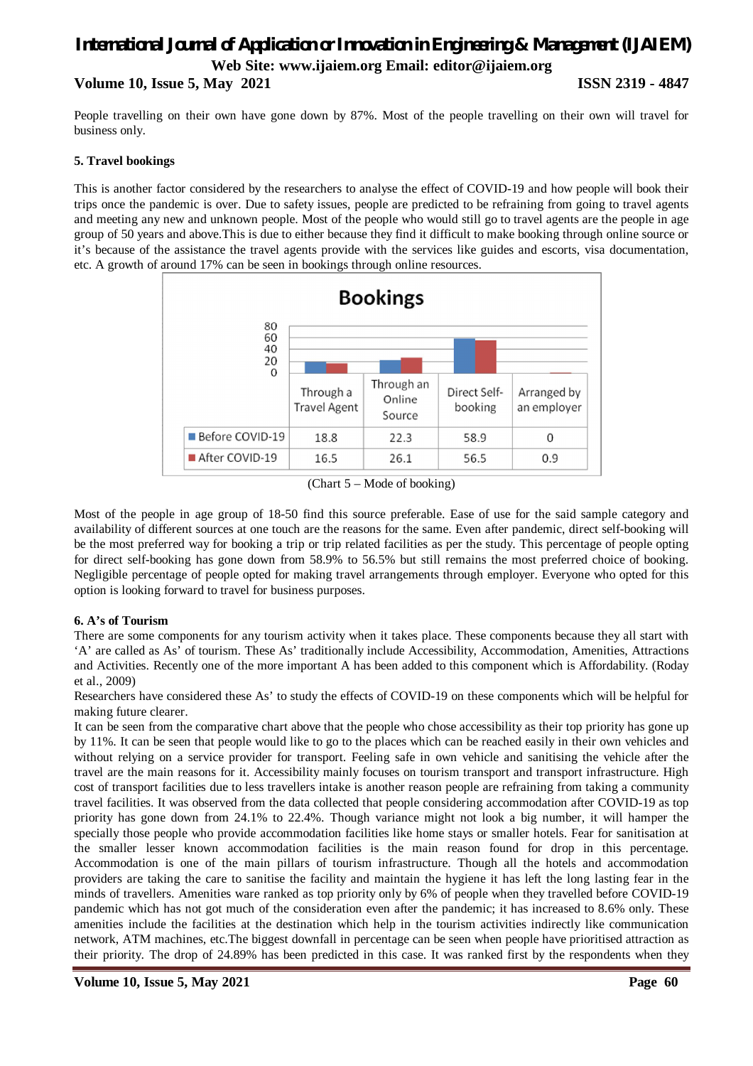People travelling on their own have gone down by 87%. Most of the people travelling on their own will travel for business only.

**5. Travel bookings**

This is another factor considered by the researchers to analyse the effect of COVID-19 and how people will book their trips once the pandemic is over. Due to safety issues, people are predicted to be refraining from going to travel agents and meeting any new and unknown people. Most of the people who would still go to travel agents are the people in age group of 50 years and above.This is due to either because they find it difficult to make booking through online source or it's because of the assistance the travel agents provide with the services like guides and escorts, visa documentation, etc. A growth of around 17% can be seen in bookings through online resources.

**Bookings**

| | Through a Travel Agent | Through an Online Source | Direct Self-booking | Arranged by an employer |
|---|---|---|---|---|
| Before COVID-19 | 18.8 | 22.3 | 58.9 | 0 |
| After COVID-19 | 16.5 | 26.1 | 56.5 | 0.9 |

(Chart 5 – Mode of booking)

Most of the people in age group of 18-50 find this source preferable. Ease of use for the said sample category and availability of different sources at one touch are the reasons for the same. Even after pandemic, direct self-booking will be the most preferred way for booking a trip or trip related facilities as per the study. This percentage of people opting for direct self-booking has gone down from 58.9% to 56.5% but still remains the most preferred choice of booking. Negligible percentage of people opted for making travel arrangements through employer. Everyone who opted for this option is looking forward to travel for business purposes.

**6. A's of Tourism**

There are some components for any tourism activity when it takes place. These components because they all start with 'A' are called as As' of tourism. These As' traditionally include Accessibility, Accommodation, Amenities, Attractions and Activities. Recently one of the more important A has been added to this component which is Affordability. (Roday et al., 2009)

Researchers have considered these As' to study the effects of COVID-19 on these components which will be helpful for making future clearer.

It can be seen from the comparative chart above that the people who chose accessibility as their top priority has gone up by 11%. It can be seen that people would like to go to the places which can be reached easily in their own vehicles and without relying on a service provider for transport. Feeling safe in own vehicle and sanitising the vehicle after the travel are the main reasons for it. Accessibility mainly focuses on tourism transport and transport infrastructure. High cost of transport facilities due to less travellers intake is another reason people are refraining from taking a community travel facilities. It was observed from the data collected that people considering accommodation after COVID-19 as top priority has gone down from 24.1% to 22.4%. Though variance might not look a big number, it will hamper the specially those people who provide accommodation facilities like home stays or smaller hotels. Fear for sanitisation at the smaller lesser known accommodation facilities is the main reason found for drop in this percentage. Accommodation is one of the main pillars of tourism infrastructure. Though all the hotels and accommodation providers are taking the care to sanitise the facility and maintain the hygiene it has left the long lasting fear in the minds of travellers. Amenities ware ranked as top priority only by 6% of people when they travelled before COVID-19 pandemic which has not got much of the consideration even after the pandemic; it has increased to 8.6% only. These amenities include the facilities at the destination which help in the tourism activities indirectly like communication network, ATM machines, etc.The biggest downfall in percentage can be seen when people have prioritised attraction as their priority. The drop of 24.89% has been predicted in this case. It was ranked first by the respondents when they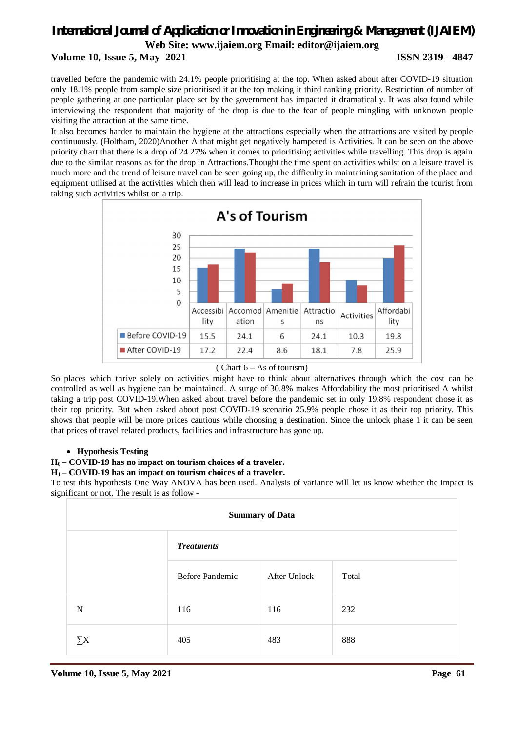travelled before the pandemic with 24.1% people prioritising at the top. When asked about after COVID-19 situation only 18.1% people from sample size prioritised it at the top making it third ranking priority. Restriction of number of people gathering at one particular place set by the government has impacted it dramatically. It was also found while interviewing the respondent that majority of the drop is due to the fear of people mingling with unknown people visiting the attraction at the same time.

It also becomes harder to maintain the hygiene at the attractions especially when the attractions are visited by people continuously. (Holtham, 2020)Another A that might get negatively hampered is Activities. It can be seen on the above priority chart that there is a drop of 24.27% when it comes to prioritising activities while travelling. This drop is again due to the similar reasons as for the drop in Attractions.Thought the time spent on activities whilst on a leisure travel is much more and the trend of leisure travel can be seen going up, the difficulty in maintaining sanitation of the place and equipment utilised at the activities which then will lead to increase in prices which in turn will refrain the tourist from taking such activities whilst on a trip.

**A's of Tourism**

| | Accessibility | Accomodation | Amenities | Attractions | Activities | Affordability |
|---|---|---|---|---|---|---|
| Before COVID-19 | 15.5 | 24.1 | 6 | 24.1 | 10.3 | 19.8 |
| After COVID-19 | 17.2 | 22.4 | 8.6 | 18.1 | 7.8 | 25.9 |

( Chart 6 – As of tourism)

So places which thrive solely on activities might have to think about alternatives through which the cost can be controlled as well as hygiene can be maintained. A surge of 30.8% makes Affordability the most prioritised A whilst taking a trip post COVID-19.When asked about travel before the pandemic set in only 19.8% respondent chose it as their top priority. But when asked about post COVID-19 scenario 25.9% people chose it as their top priority. This shows that people will be more prices cautious while choosing a destination. Since the unlock phase 1 it can be seen that prices of travel related products, facilities and infrastructure has gone up.

- **Hypothesis Testing**

**$H_0$ – COVID-19 has no impact on tourism choices of a traveler.**

**$H_1$ – COVID-19 has an impact on tourism choices of a traveler.**

To test this hypothesis One Way ANOVA has been used. Analysis of variance will let us know whether the impact is significant or not. The result is as follow -

| Summary of Data | | | |
|---|---|---|---|
| | ***Treatments*** | | |
| | Before Pandemic | After Unlock | Total |
| N | 116 | 116 | 232 |
| ∑X | 405 | 483 | 888 |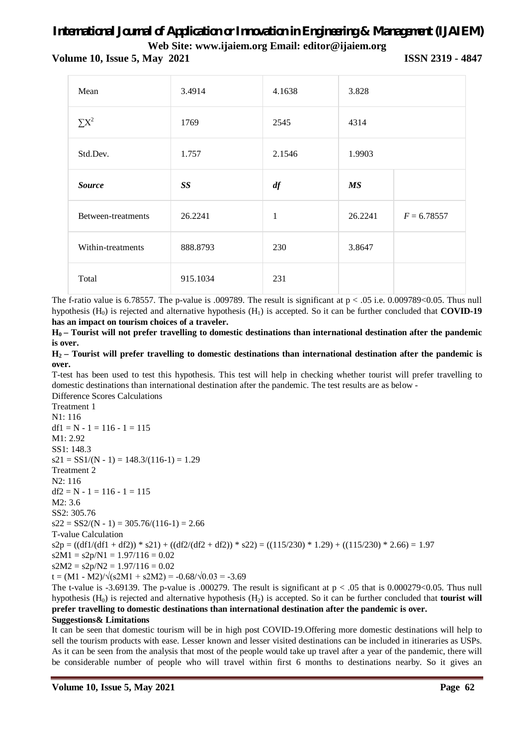| Mean | 3.4914 | 4.1638 | 3.828 | |
|---|---|---|---|---|
| $\sum X^2$ | 1769 | 2545 | 4314 | |
| Std.Dev. | 1.757 | 2.1546 | 1.9903 | |
| ***Source*** | ***SS*** | ***df*** | ***MS*** | |
| Between-treatments | 26.2241 | 1 | 26.2241 | $F = 6.78557$ |
| Within-treatments | 888.8793 | 230 | 3.8647 | |
| Total | 915.1034 | 231 | | |

The f-ratio value is 6.78557. The p-value is .009789. The result is significant at $p < .05$ i.e. $0.009789<0.05$. Thus null hypothesis ($H_0$) is rejected and alternative hypothesis ($H_1$) is accepted. So it can be further concluded that **COVID-19 has an impact on tourism choices of a traveler.**

**$H_0$ – Tourist will not prefer travelling to domestic destinations than international destination after the pandemic is over.**

**$H_2$ – Tourist will prefer travelling to domestic destinations than international destination after the pandemic is over.**

T-test has been used to test this hypothesis. This test will help in checking whether tourist will prefer travelling to domestic destinations than international destination after the pandemic. The test results are as below -

Difference Scores Calculations

Treatment 1

N1: 116

df1 = N - 1 = 116 - 1 = 115

M1: 2.92

SS1: 148.3

s21 = SS1/(N - 1) = 148.3/(116-1) = 1.29

Treatment 2

N2: 116

df2 = N - 1 = 116 - 1 = 115

M2: 3.6

SS2: 305.76

s22 = SS2/(N - 1) = 305.76/(116-1) = 2.66

T-value Calculation

s2p = ((df1/(df1 + df2)) * s21) + ((df2/(df2 + df2)) * s22) = ((115/230) * 1.29) + ((115/230) * 2.66) = 1.97

s2M1 = s2p/N1 = 1.97/116 = 0.02

s2M2 = s2p/N2 = 1.97/116 = 0.02

t = (M1 - M2)/√(s2M1 + s2M2) = -0.68/√0.03 = -3.69

The t-value is -3.69139. The p-value is .000279. The result is significant at $p < .05$ that is $0.000279<0.05$. Thus null hypothesis ($H_0$) is rejected and alternative hypothesis ($H_2$) is accepted. So it can be further concluded that **tourist will prefer travelling to domestic destinations than international destination after the pandemic is over.**

**Suggestions& Limitations**

It can be seen that domestic tourism will be in high post COVID-19.Offering more domestic destinations will help to sell the tourism products with ease. Lesser known and lesser visited destinations can be included in itineraries as USPs. As it can be seen from the analysis that most of the people would take up travel after a year of the pandemic, there will be considerable number of people who will travel within first 6 months to destinations nearby. So it gives an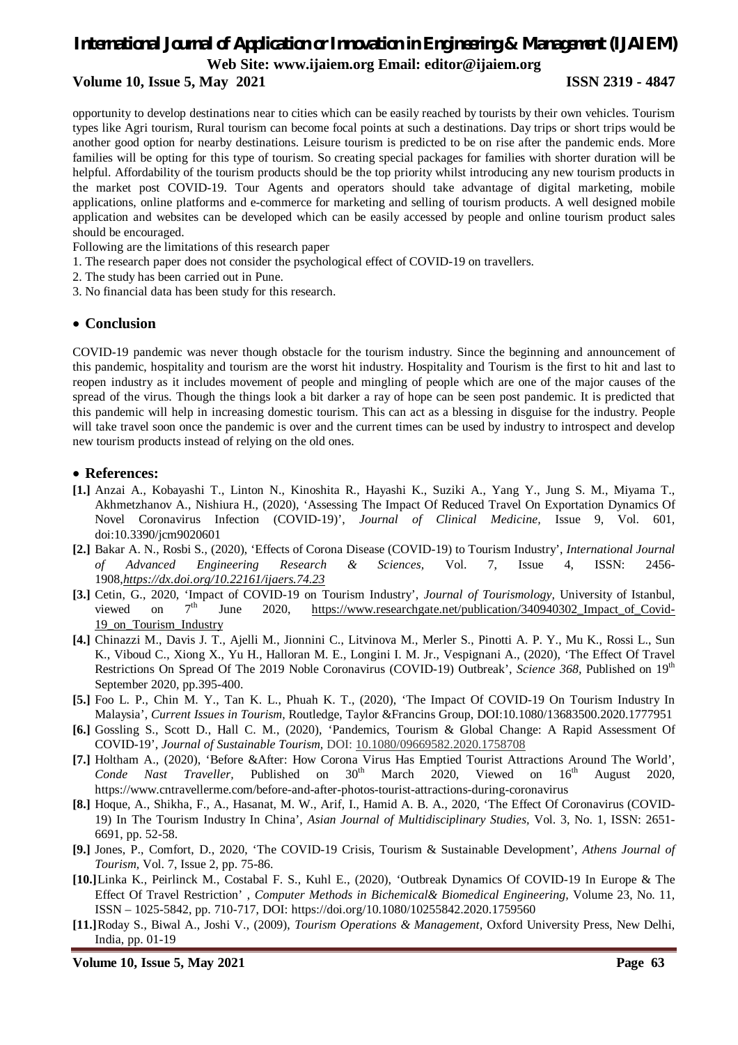opportunity to develop destinations near to cities which can be easily reached by tourists by their own vehicles. Tourism types like Agri tourism, Rural tourism can become focal points at such a destinations. Day trips or short trips would be another good option for nearby destinations. Leisure tourism is predicted to be on rise after the pandemic ends. More families will be opting for this type of tourism. So creating special packages for families with shorter duration will be helpful. Affordability of the tourism products should be the top priority whilst introducing any new tourism products in the market post COVID-19. Tour Agents and operators should take advantage of digital marketing, mobile applications, online platforms and e-commerce for marketing and selling of tourism products. A well designed mobile application and websites can be developed which can be easily accessed by people and online tourism product sales should be encouraged.

Following are the limitations of this research paper

1. The research paper does not consider the psychological effect of COVID-19 on travellers.
2. The study has been carried out in Pune.
3. No financial data has been study for this research.

## Conclusion

COVID-19 pandemic was never though obstacle for the tourism industry. Since the beginning and announcement of this pandemic, hospitality and tourism are the worst hit industry. Hospitality and Tourism is the first to hit and last to reopen industry as it includes movement of people and mingling of people which are one of the major causes of the spread of the virus. Though the things look a bit darker a ray of hope can be seen post pandemic. It is predicted that this pandemic will help in increasing domestic tourism. This can act as a blessing in disguise for the industry. People will take travel soon once the pandemic is over and the current times can be used by industry to introspect and develop new tourism products instead of relying on the old ones.

## References:

**[1.]** Anzai A., Kobayashi T., Linton N., Kinoshita R., Hayashi K., Suziki A., Yang Y., Jung S. M., Miyama T., Akhmetzhanov A., Nishiura H., (2020), 'Assessing The Impact Of Reduced Travel On Exportation Dynamics Of Novel Coronavirus Infection (COVID-19)', *Journal of Clinical Medicine*, Issue 9, Vol. 601, doi:10.3390/jcm9020601

**[2.]** Bakar A. N., Rosbi S., (2020), 'Effects of Corona Disease (COVID-19) to Tourism Industry', *International Journal of Advanced Engineering Research & Sciences*, Vol. 7, Issue 4, ISSN: 2456-1908,*https://dx.doi.org/10.22161/ijaers.74.23*

**[3.]** Cetin, G., 2020, 'Impact of COVID-19 on Tourism Industry', *Journal of Tourismology*, University of Istanbul, viewed on 7th June 2020, https://www.researchgate.net/publication/340940302_Impact_of_Covid-19_on_Tourism_Industry

**[4.]** Chinazzi M., Davis J. T., Ajelli M., Jionnini C., Litvinova M., Merler S., Pinotti A. P. Y., Mu K., Rossi L., Sun K., Viboud C., Xiong X., Yu H., Halloran M. E., Longini I. M. Jr., Vespignani A., (2020), 'The Effect Of Travel Restrictions On Spread Of The 2019 Noble Coronavirus (COVID-19) Outbreak', *Science 368*, Published on 19th September 2020, pp.395-400.

**[5.]** Foo L. P., Chin M. Y., Tan K. L., Phuah K. T., (2020), 'The Impact Of COVID-19 On Tourism Industry In Malaysia', *Current Issues in Tourism*, Routledge, Taylor &Francins Group, DOI:10.1080/13683500.2020.1777951

**[6.]** Gossling S., Scott D., Hall C. M., (2020), 'Pandemics, Tourism & Global Change: A Rapid Assessment Of COVID-19', *Journal of Sustainable Tourism*, DOI: 10.1080/09669582.2020.1758708

**[7.]** Holtham A., (2020), 'Before &After: How Corona Virus Has Emptied Tourist Attractions Around The World', *Conde Nast Traveller*, Published on 30th March 2020, Viewed on 16th August 2020, https://www.cntravellerme.com/before-and-after-photos-tourist-attractions-during-coronavirus

**[8.]** Hoque, A., Shikha, F., A., Hasanat, M. W., Arif, I., Hamid A. B. A., 2020, 'The Effect Of Coronavirus (COVID-19) In The Tourism Industry In China', *Asian Journal of Multidisciplinary Studies*, Vol. 3, No. 1, ISSN: 2651-6691, pp. 52-58.

**[9.]** Jones, P., Comfort, D., 2020, 'The COVID-19 Crisis, Tourism & Sustainable Development', *Athens Journal of Tourism*, Vol. 7, Issue 2, pp. 75-86.

**[10.]** Linka K., Peirlinck M., Costabal F. S., Kuhl E., (2020), 'Outbreak Dynamics Of COVID-19 In Europe & The Effect Of Travel Restriction' , *Computer Methods in Bichemical& Biomedical Engineering*, Volume 23, No. 11, ISSN – 1025-5842, pp. 710-717, DOI: https://doi.org/10.1080/10255842.2020.1759560

**[11.]** Roday S., Biwal A., Joshi V., (2009), *Tourism Operations & Management*, Oxford University Press, New Delhi, India, pp. 01-19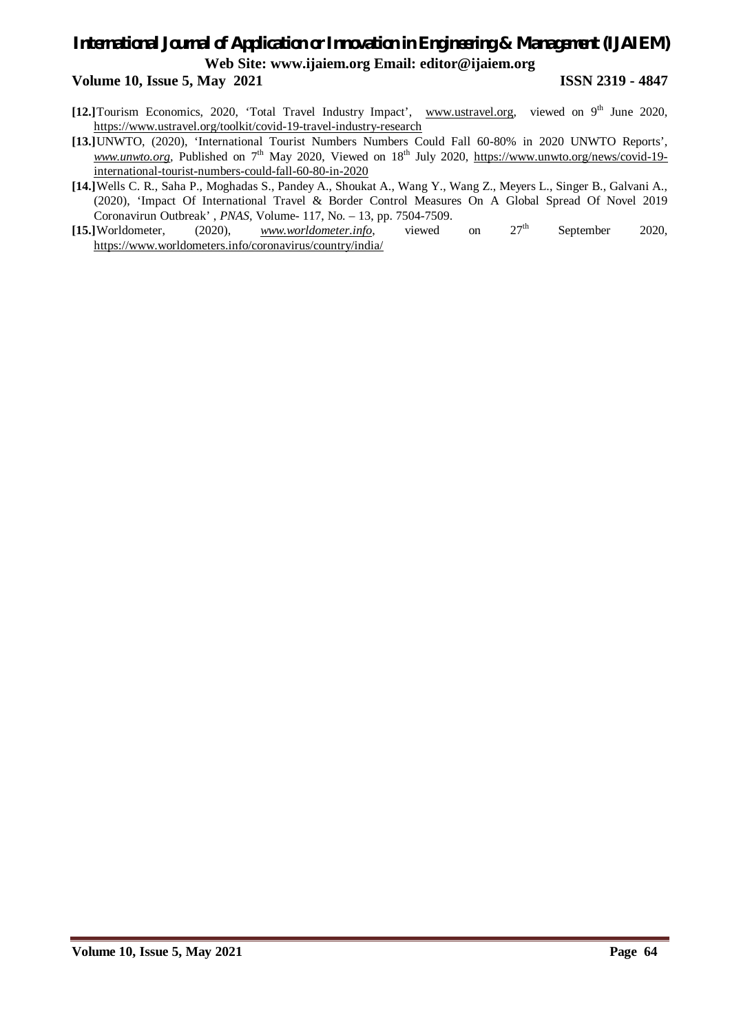**[12.]** Tourism Economics, 2020, 'Total Travel Industry Impact', www.ustravel.org, viewed on 9th June 2020, https://www.ustravel.org/toolkit/covid-19-travel-industry-research

**[13.]** UNWTO, (2020), 'International Tourist Numbers Numbers Could Fall 60-80% in 2020 UNWTO Reports', *www.unwto.org*, Published on 7th May 2020, Viewed on 18th July 2020, https://www.unwto.org/news/covid-19-international-tourist-numbers-could-fall-60-80-in-2020

**[14.]** Wells C. R., Saha P., Moghadas S., Pandey A., Shoukat A., Wang Y., Wang Z., Meyers L., Singer B., Galvani A., (2020), 'Impact Of International Travel & Border Control Measures On A Global Spread Of Novel 2019 Coronavirun Outbreak' , *PNAS*, Volume- 117, No. – 13, pp. 7504-7509.

**[15.]** Worldometer, (2020), *www.worldometer.info*, viewed on 27th September 2020, https://www.worldometers.info/coronavirus/country/india/